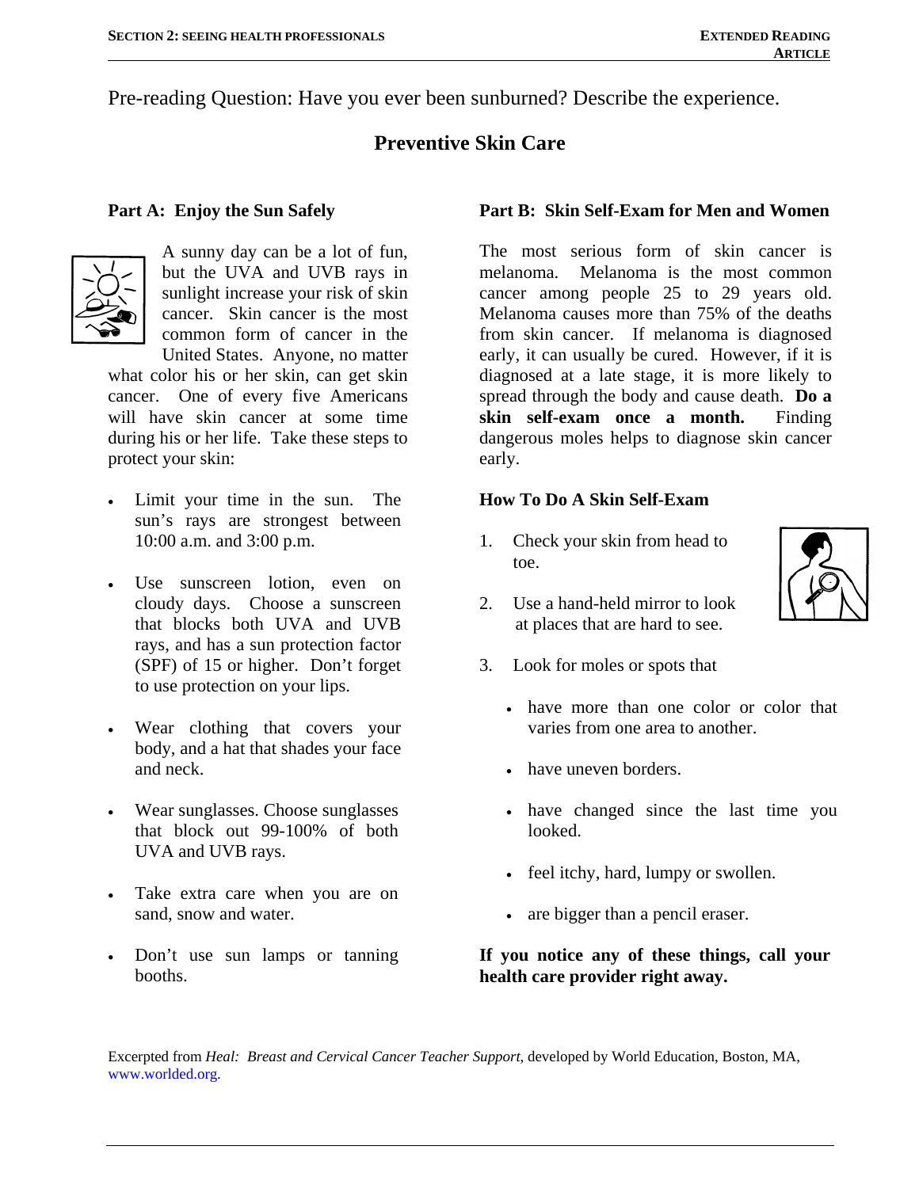Pre-reading Question: Have you ever been sunburned? Describe the experience.

# Preventive Skin Care

## Part A: Enjoy the Sun Safely

A sunny day can be a lot of fun, but the UVA and UVB rays in sunlight increase your risk of skin cancer. Skin cancer is the most common form of cancer in the United States. Anyone, no matter what color his or her skin, can get skin cancer. One of every five Americans will have skin cancer at some time during his or her life. Take these steps to protect your skin:

- Limit your time in the sun. The sun's rays are strongest between 10:00 a.m. and 3:00 p.m.
- Use sunscreen lotion, even on cloudy days. Choose a sunscreen that blocks both UVA and UVB rays, and has a sun protection factor (SPF) of 15 or higher. Don't forget to use protection on your lips.
- Wear clothing that covers your body, and a hat that shades your face and neck.
- Wear sunglasses. Choose sunglasses that block out 99-100% of both UVA and UVB rays.
- Take extra care when you are on sand, snow and water.
- Don't use sun lamps or tanning booths.

## Part B: Skin Self-Exam for Men and Women

The most serious form of skin cancer is melanoma. Melanoma is the most common cancer among people 25 to 29 years old. Melanoma causes more than 75% of the deaths from skin cancer. If melanoma is diagnosed early, it can usually be cured. However, if it is diagnosed at a late stage, it is more likely to spread through the body and cause death. **Do a skin self-exam once a month.** Finding dangerous moles helps to diagnose skin cancer early.

### How To Do A Skin Self-Exam

1. Check your skin from head to toe.
2. Use a hand-held mirror to look at places that are hard to see.
3. Look for moles or spots that
   - have more than one color or color that varies from one area to another.
   - have uneven borders.
   - have changed since the last time you looked.
   - feel itchy, hard, lumpy or swollen.
   - are bigger than a pencil eraser.

**If you notice any of these things, call your health care provider right away.**

Excerpted from *Heal: Breast and Cervical Cancer Teacher Support*, developed by World Education, Boston, MA, www.worlded.org.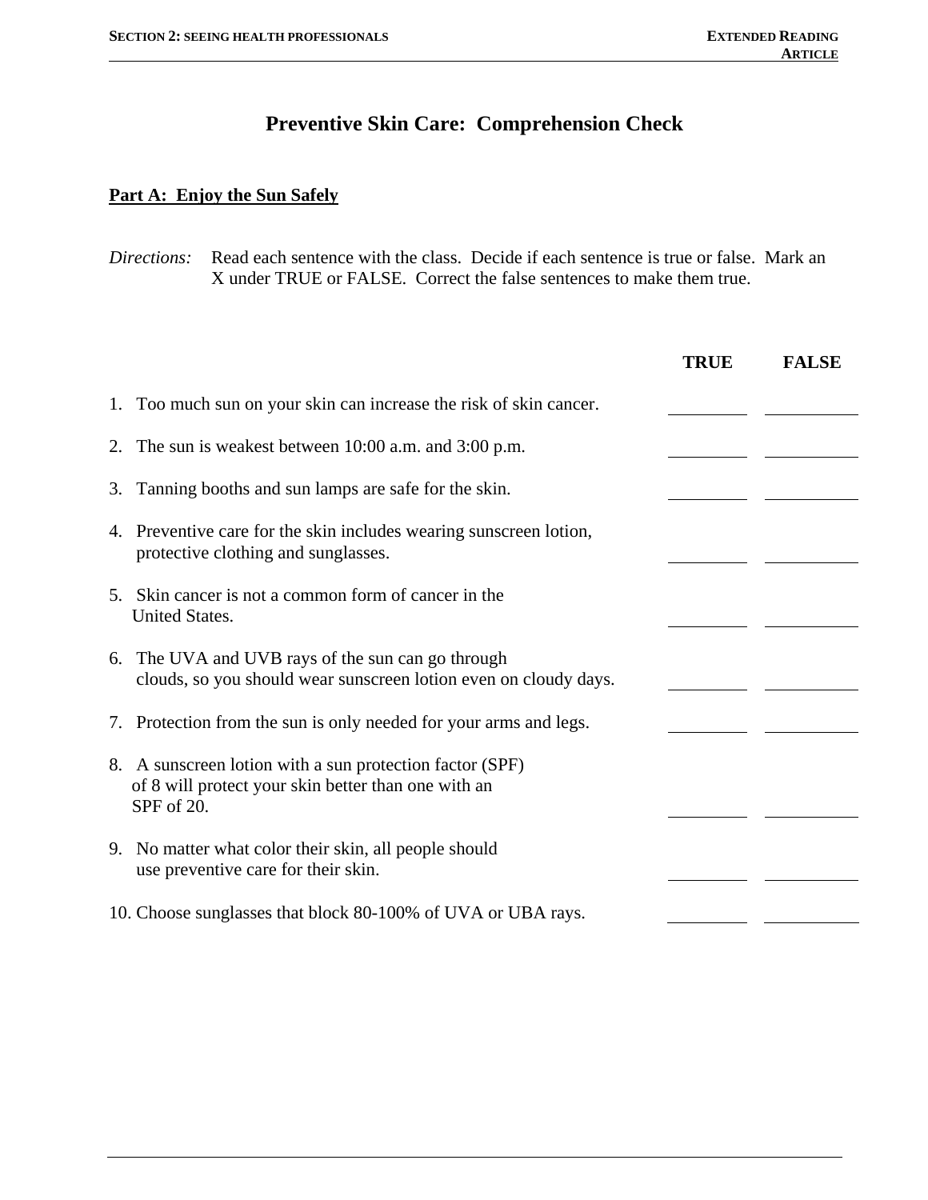# Preventive Skin Care: Comprehension Check

## Part A: Enjoy the Sun Safely

*Directions:* Read each sentence with the class. Decide if each sentence is true or false. Mark an X under TRUE or FALSE. Correct the false sentences to make them true.

| | TRUE | FALSE |
|---|---|---|
| 1. Too much sun on your skin can increase the risk of skin cancer. | ______ | ______ |
| 2. The sun is weakest between 10:00 a.m. and 3:00 p.m. | ______ | ______ |
| 3. Tanning booths and sun lamps are safe for the skin. | ______ | ______ |
| 4. Preventive care for the skin includes wearing sunscreen lotion, protective clothing and sunglasses. | ______ | ______ |
| 5. Skin cancer is not a common form of cancer in the United States. | ______ | ______ |
| 6. The UVA and UVB rays of the sun can go through clouds, so you should wear sunscreen lotion even on cloudy days. | ______ | ______ |
| 7. Protection from the sun is only needed for your arms and legs. | ______ | ______ |
| 8. A sunscreen lotion with a sun protection factor (SPF) of 8 will protect your skin better than one with an SPF of 20. | ______ | ______ |
| 9. No matter what color their skin, all people should use preventive care for their skin. | ______ | ______ |
| 10. Choose sunglasses that block 80-100% of UVA or UBA rays. | ______ | ______ |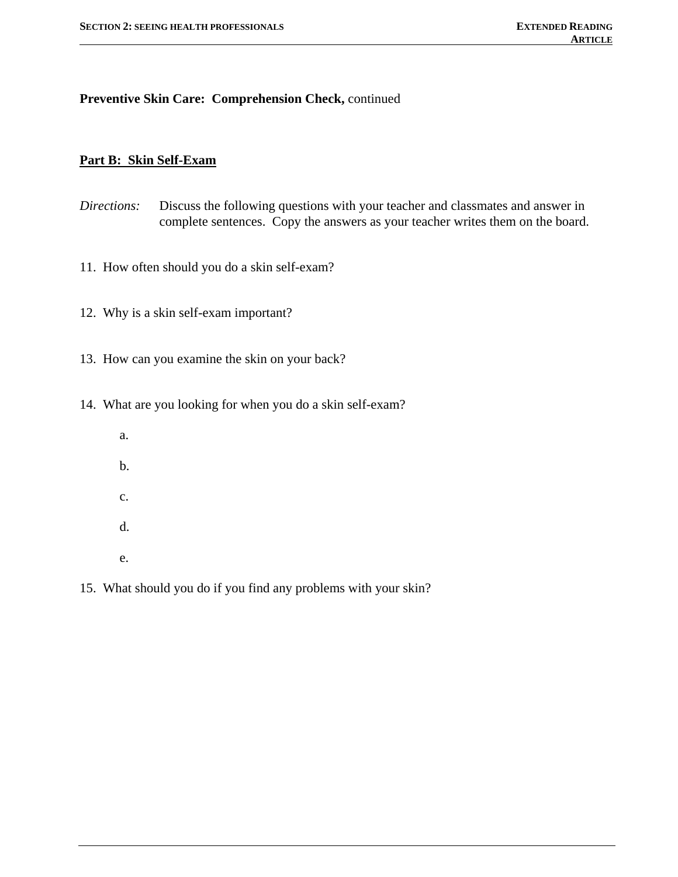**Preventive Skin Care: Comprehension Check,** continued

**Part B: Skin Self-Exam**

*Directions:* Discuss the following questions with your teacher and classmates and answer in complete sentences. Copy the answers as your teacher writes them on the board.

11. How often should you do a skin self-exam?

12. Why is a skin self-exam important?

13. How can you examine the skin on your back?

14. What are you looking for when you do a skin self-exam?

    a.

    b.

    c.

    d.

    e.

15. What should you do if you find any problems with your skin?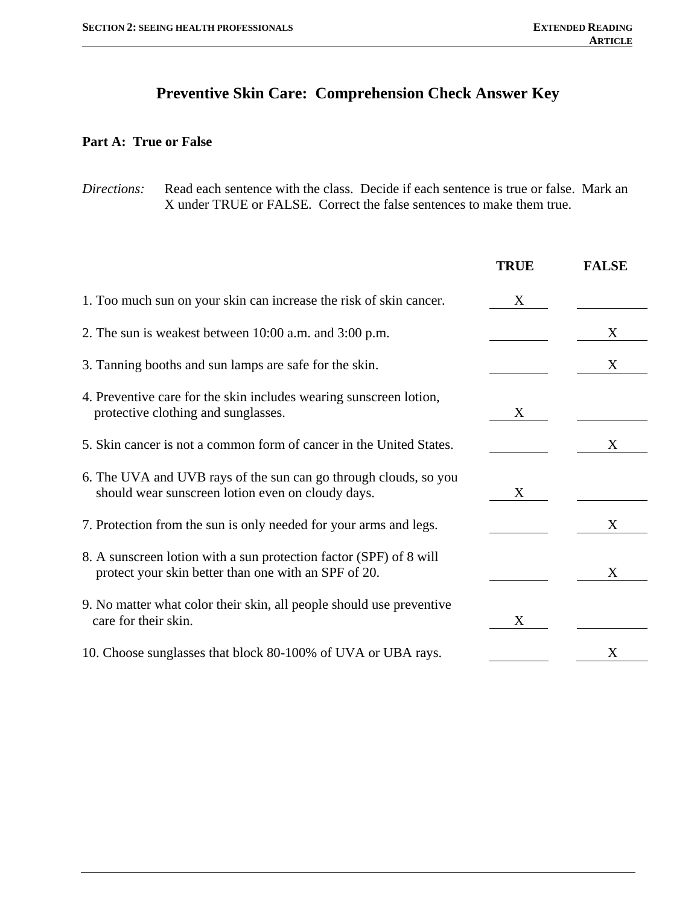# Preventive Skin Care: Comprehension Check Answer Key

## Part A: True or False

*Directions:* Read each sentence with the class. Decide if each sentence is true or false. Mark an X under TRUE or FALSE. Correct the false sentences to make them true.

| | TRUE | FALSE |
|---|---|---|
| 1. Too much sun on your skin can increase the risk of skin cancer. | X | |
| 2. The sun is weakest between 10:00 a.m. and 3:00 p.m. | | X |
| 3. Tanning booths and sun lamps are safe for the skin. | | X |
| 4. Preventive care for the skin includes wearing sunscreen lotion, protective clothing and sunglasses. | X | |
| 5. Skin cancer is not a common form of cancer in the United States. | | X |
| 6. The UVA and UVB rays of the sun can go through clouds, so you should wear sunscreen lotion even on cloudy days. | X | |
| 7. Protection from the sun is only needed for your arms and legs. | | X |
| 8. A sunscreen lotion with a sun protection factor (SPF) of 8 will protect your skin better than one with an SPF of 20. | | X |
| 9. No matter what color their skin, all people should use preventive care for their skin. | X | |
| 10. Choose sunglasses that block 80-100% of UVA or UBA rays. | | X |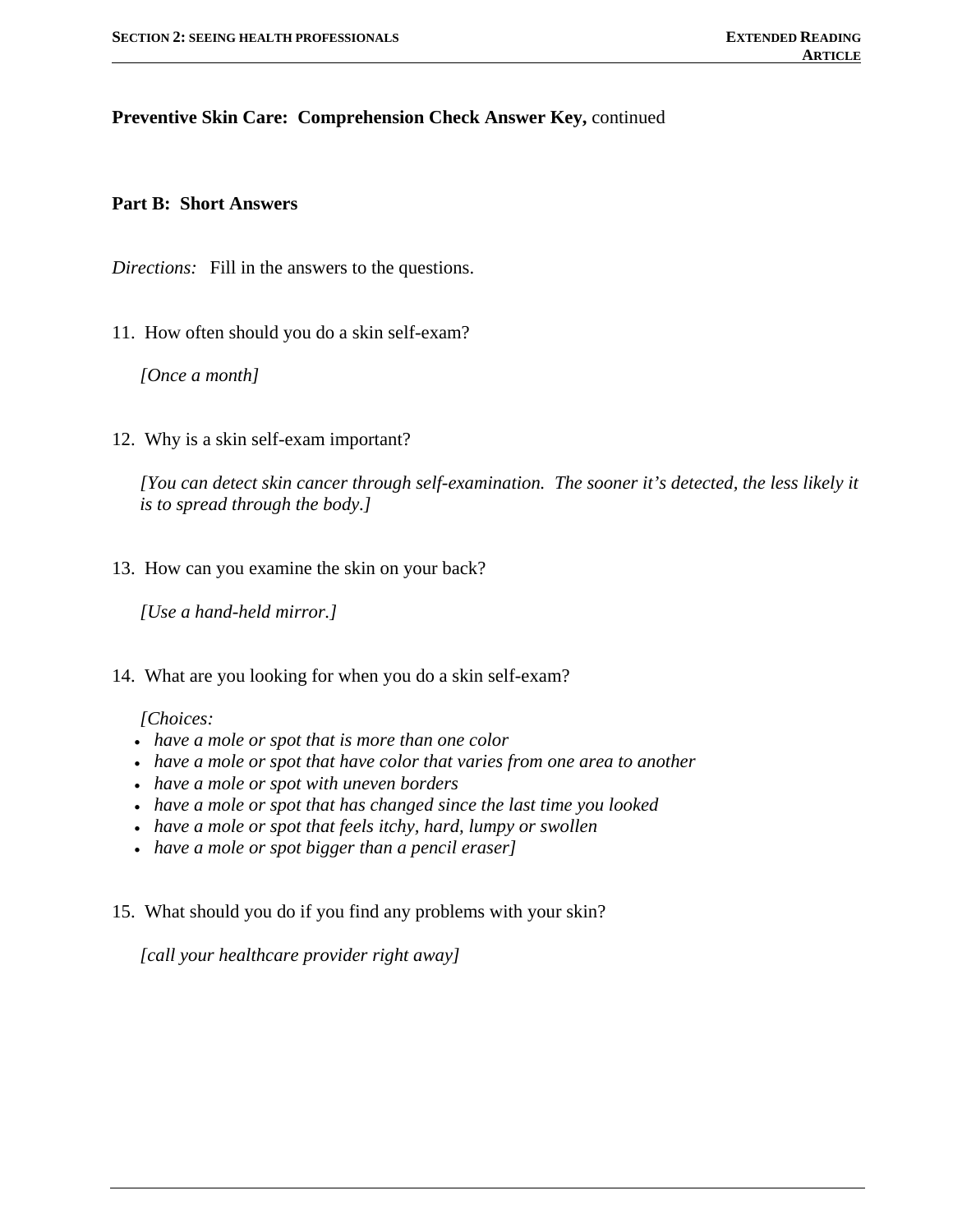**Preventive Skin Care: Comprehension Check Answer Key,** continued

**Part B: Short Answers**

*Directions:* Fill in the answers to the questions.

11. How often should you do a skin self-exam?

    *[Once a month]*

12. Why is a skin self-exam important?

    *[You can detect skin cancer through self-examination. The sooner it's detected, the less likely it is to spread through the body.]*

13. How can you examine the skin on your back?

    *[Use a hand-held mirror.]*

14. What are you looking for when you do a skin self-exam?

    *[Choices:*

    - *have a mole or spot that is more than one color*
    - *have a mole or spot that have color that varies from one area to another*
    - *have a mole or spot with uneven borders*
    - *have a mole or spot that has changed since the last time you looked*
    - *have a mole or spot that feels itchy, hard, lumpy or swollen*
    - *have a mole or spot bigger than a pencil eraser]*

15. What should you do if you find any problems with your skin?

    *[call your healthcare provider right away]*